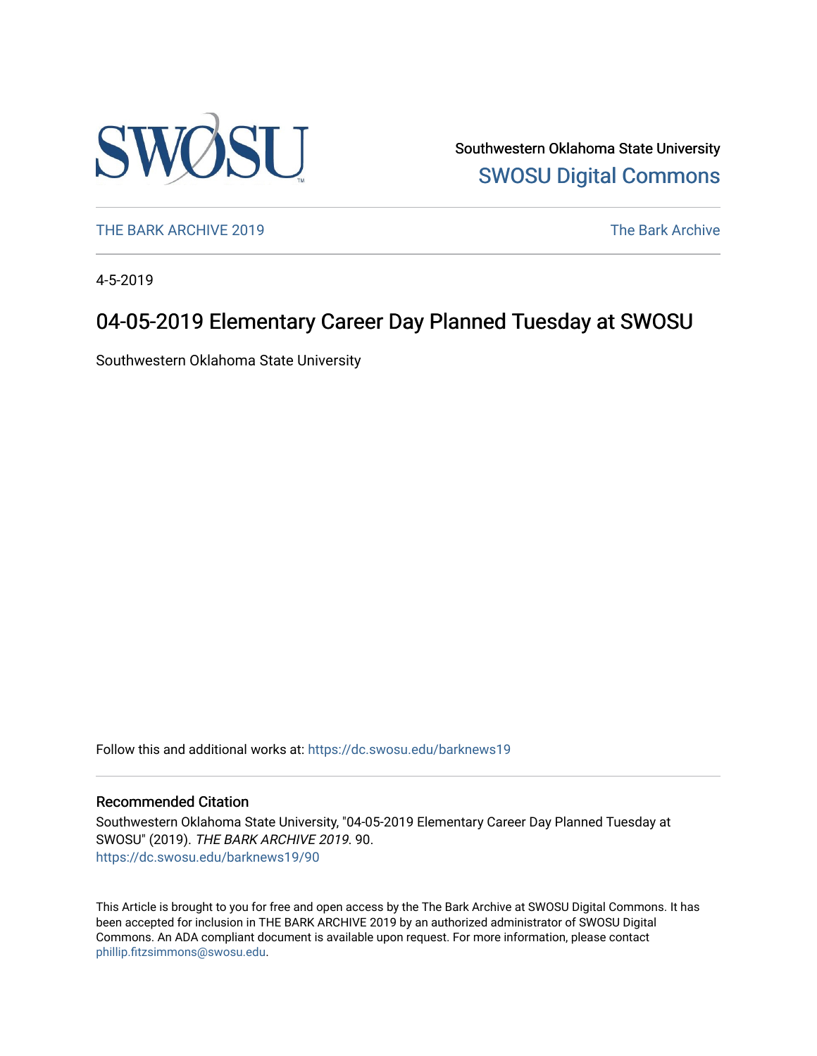Southwestern Oklahoma State University
SWOSU Digital Commons

THE BARK ARCHIVE 2019 | The Bark Archive

4-5-2019

# 04-05-2019 Elementary Career Day Planned Tuesday at SWOSU

Southwestern Oklahoma State University

Follow this and additional works at: https://dc.swosu.edu/barknews19

## Recommended Citation

Southwestern Oklahoma State University, "04-05-2019 Elementary Career Day Planned Tuesday at SWOSU" (2019). *THE BARK ARCHIVE 2019*. 90.
https://dc.swosu.edu/barknews19/90

This Article is brought to you for free and open access by the The Bark Archive at SWOSU Digital Commons. It has been accepted for inclusion in THE BARK ARCHIVE 2019 by an authorized administrator of SWOSU Digital Commons. An ADA compliant document is available upon request. For more information, please contact phillip.fitzsimmons@swosu.edu.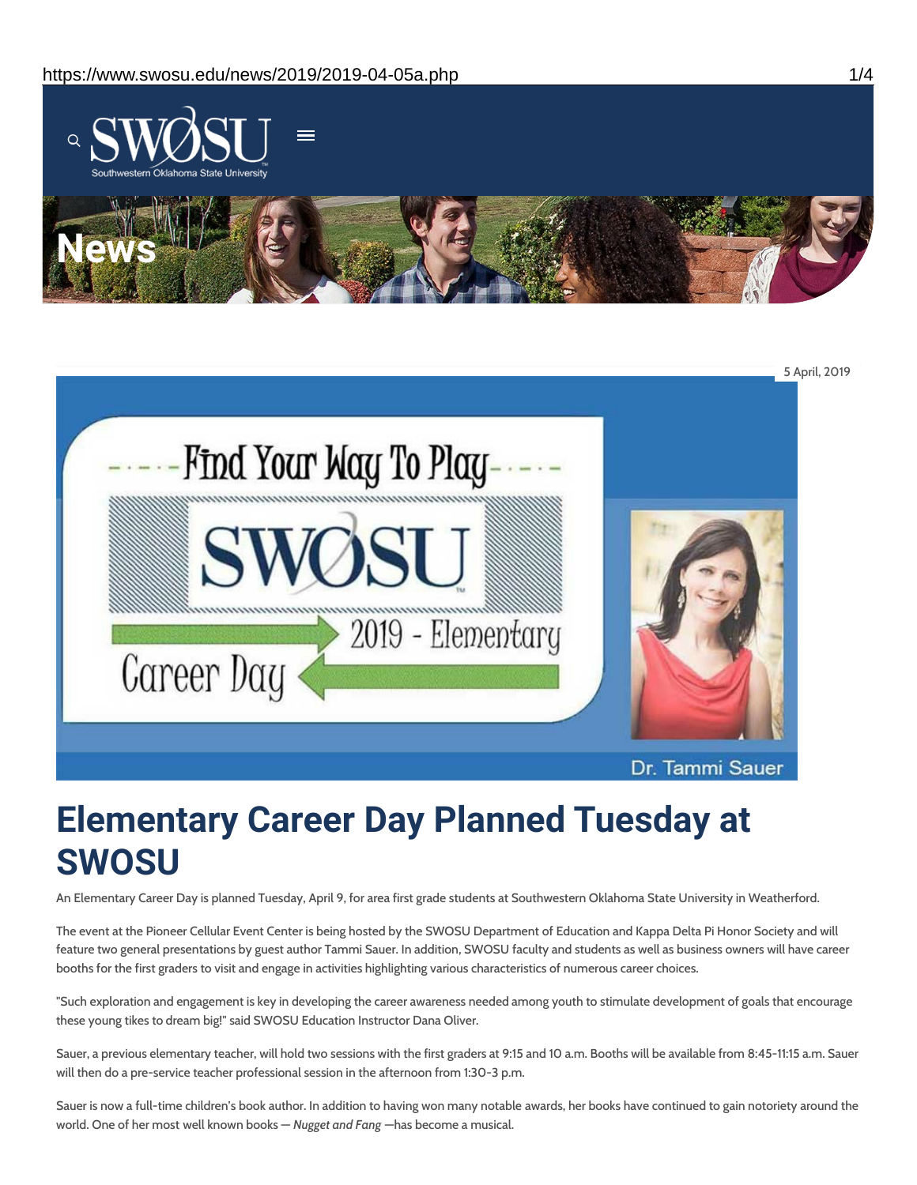5 April, 2019

# Elementary Career Day Planned Tuesday at SWOSU

An Elementary Career Day is planned Tuesday, April 9, for area first grade students at Southwestern Oklahoma State University in Weatherford.

The event at the Pioneer Cellular Event Center is being hosted by the SWOSU Department of Education and Kappa Delta Pi Honor Society and will feature two general presentations by guest author Tammi Sauer. In addition, SWOSU faculty and students as well as business owners will have career booths for the first graders to visit and engage in activities highlighting various characteristics of numerous career choices.

"Such exploration and engagement is key in developing the career awareness needed among youth to stimulate development of goals that encourage these young tikes to dream big!" said SWOSU Education Instructor Dana Oliver.

Sauer, a previous elementary teacher, will hold two sessions with the first graders at 9:15 and 10 a.m. Booths will be available from 8:45-11:15 a.m. Sauer will then do a pre-service teacher professional session in the afternoon from 1:30-3 p.m.

Sauer is now a full-time children's book author. In addition to having won many notable awards, her books have continued to gain notoriety around the world. One of her most well known books — *Nugget and Fang* —has become a musical.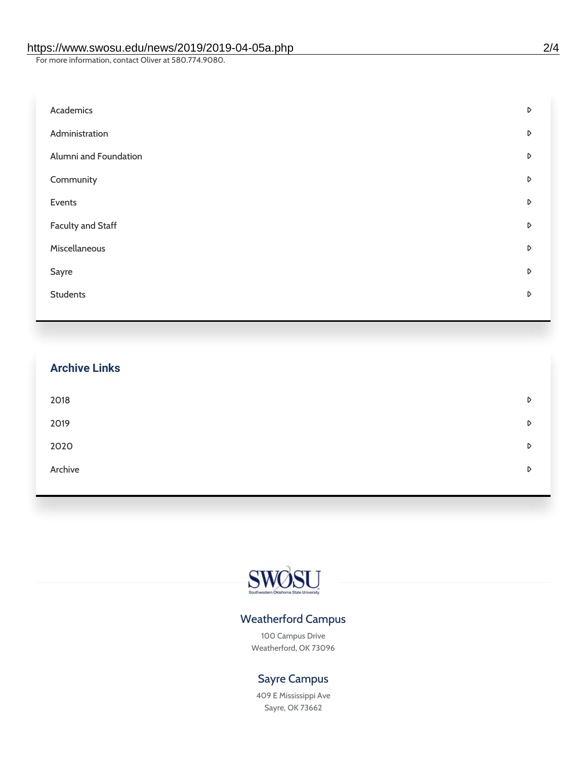For more information, contact Oliver at 580.774.9080.

- Academics
- Administration
- Alumni and Foundation
- Community
- Events
- Faculty and Staff
- Miscellaneous
- Sayre
- Students

## Archive Links

- 2018
- 2019
- 2020
- Archive

SWOSU
Southwestern Oklahoma State University

### Weatherford Campus

100 Campus Drive
Weatherford, OK 73096

### Sayre Campus

409 E Mississippi Ave
Sayre, OK 73662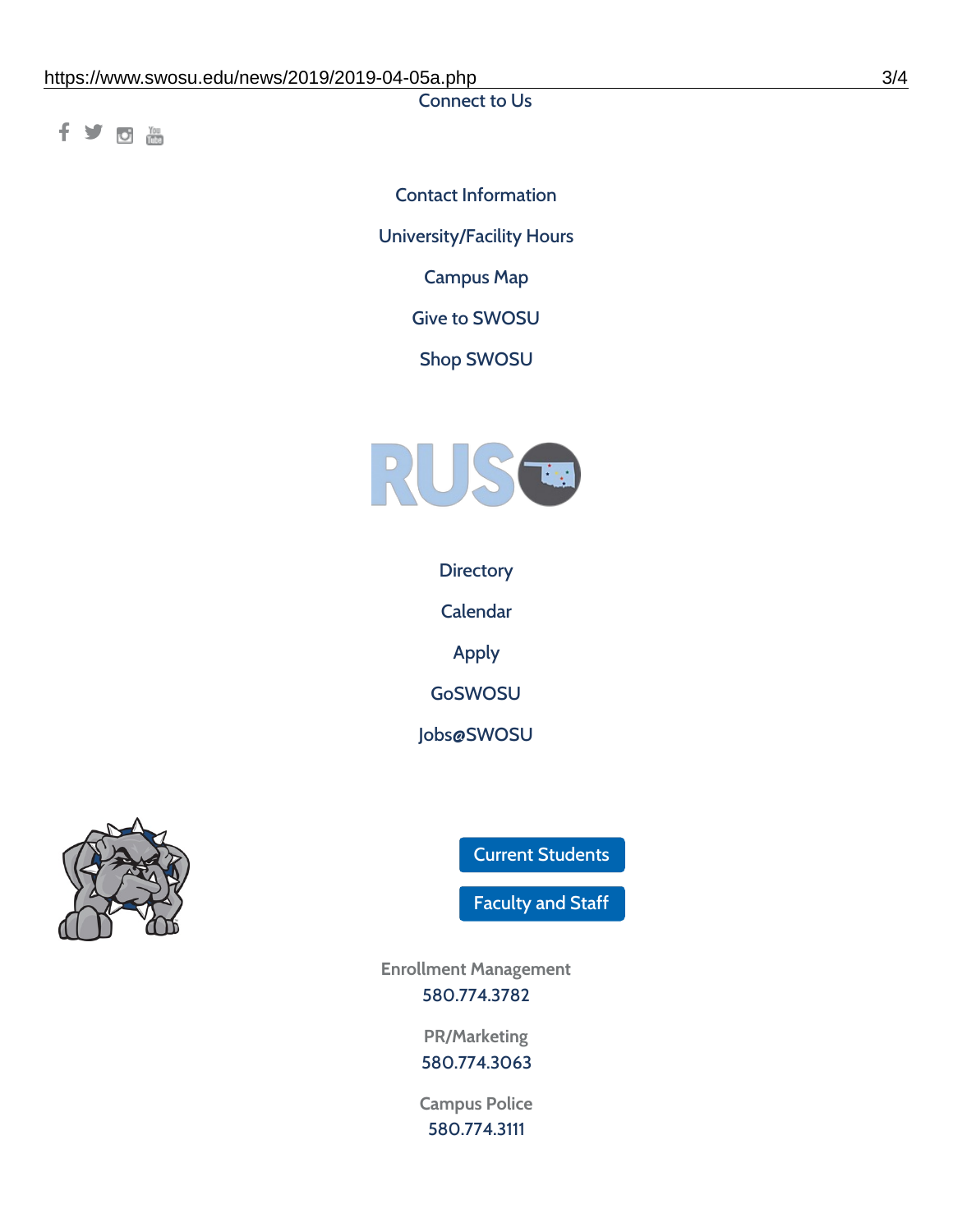Connect to Us

Contact Information

University/Facility Hours

Campus Map

Give to SWOSU

Shop SWOSU

Directory

Calendar

Apply

GoSWOSU

Jobs@SWOSU

Current Students

Faculty and Staff

Enrollment Management

580.774.3782

PR/Marketing

580.774.3063

Campus Police

580.774.3111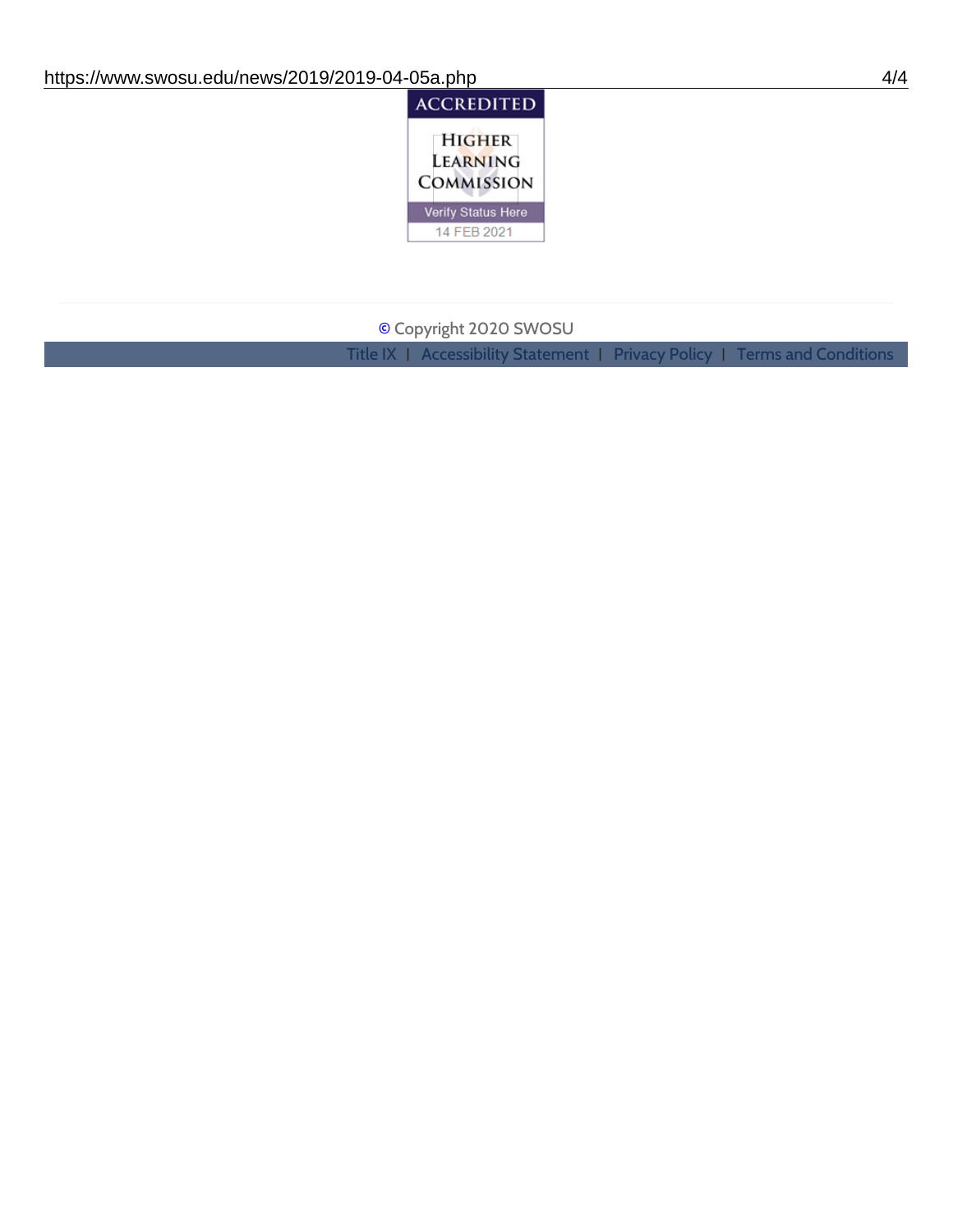ACCREDITED

HIGHER LEARNING COMMISSION

Verify Status Here

14 FEB 2021

© Copyright 2020 SWOSU

Title IX | Accessibility Statement | Privacy Policy | Terms and Conditions